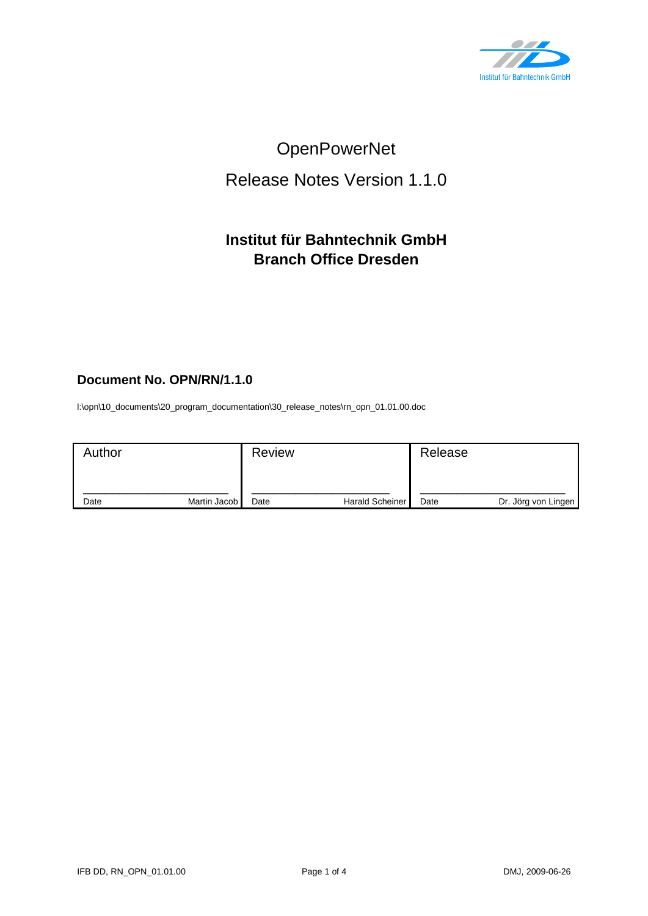Institut für Bahntechnik GmbH

# OpenPowerNet

# Release Notes Version 1.1.0

**Institut für Bahntechnik GmbH**
**Branch Office Dresden**

**Document No. OPN/RN/1.1.0**

I:\opn\10_documents\20_program_documentation\30_release_notes\rn_opn_01.01.00.doc

| Author | | Review | | Release | |
|---|---|---|---|---|---|
| Date | Martin Jacob | Date | Harald Scheiner | Date | Dr. Jörg von Lingen |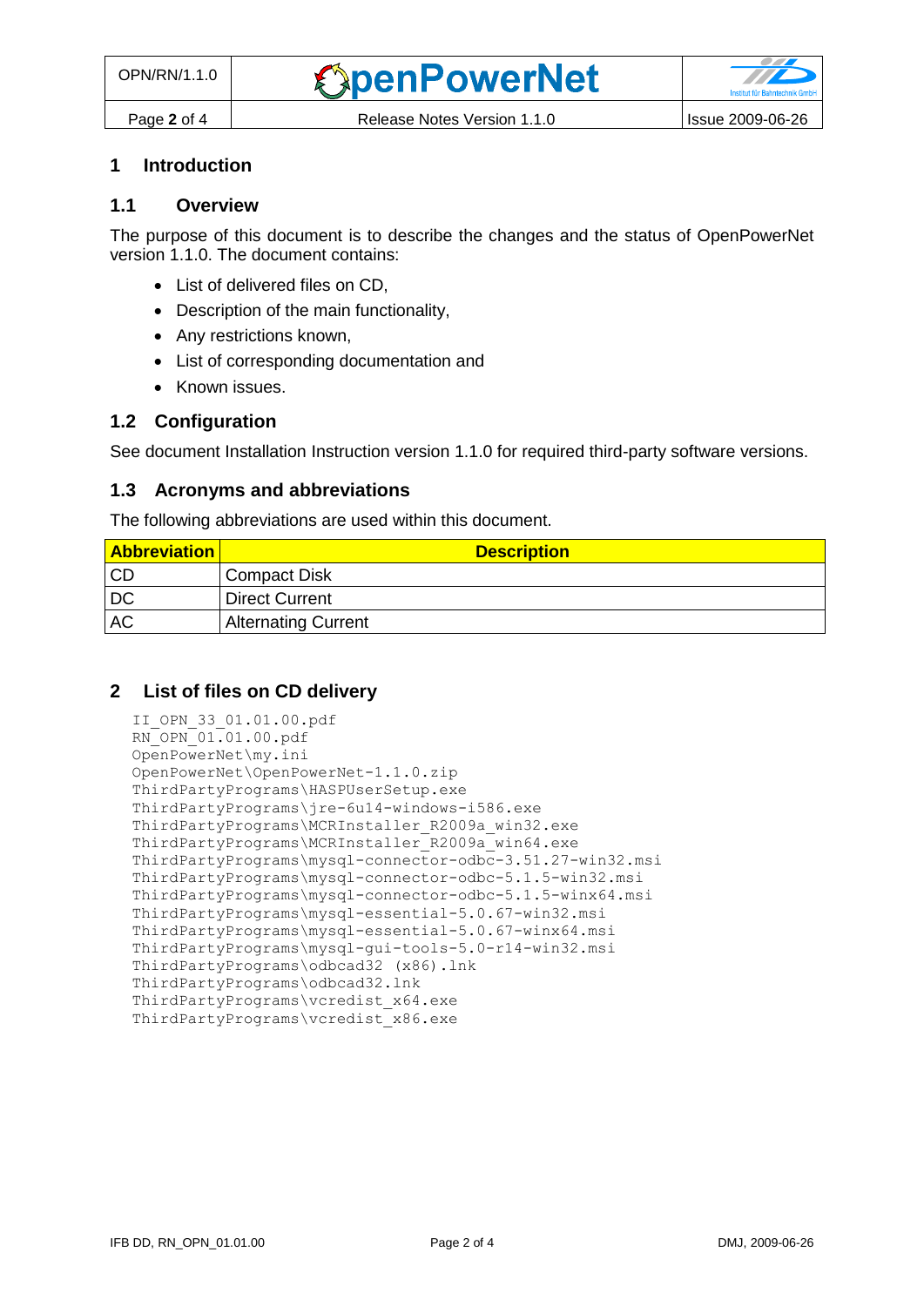# 1 Introduction

## 1.1 Overview

The purpose of this document is to describe the changes and the status of OpenPowerNet version 1.1.0. The document contains:

- List of delivered files on CD,
- Description of the main functionality,
- Any restrictions known,
- List of corresponding documentation and
- Known issues.

## 1.2 Configuration

See document Installation Instruction version 1.1.0 for required third-party software versions.

## 1.3 Acronyms and abbreviations

The following abbreviations are used within this document.

| Abbreviation | Description |
|---|---|
| CD | Compact Disk |
| DC | Direct Current |
| AC | Alternating Current |

# 2 List of files on CD delivery

```
II_OPN_33_01.01.00.pdf
RN_OPN_01.01.00.pdf
OpenPowerNet\my.ini
OpenPowerNet\OpenPowerNet-1.1.0.zip
ThirdPartyPrograms\HASPUserSetup.exe
ThirdPartyPrograms\jre-6u14-windows-i586.exe
ThirdPartyPrograms\MCRInstaller_R2009a_win32.exe
ThirdPartyPrograms\MCRInstaller_R2009a_win64.exe
ThirdPartyPrograms\mysql-connector-odbc-3.51.27-win32.msi
ThirdPartyPrograms\mysql-connector-odbc-5.1.5-win32.msi
ThirdPartyPrograms\mysql-connector-odbc-5.1.5-winx64.msi
ThirdPartyPrograms\mysql-essential-5.0.67-win32.msi
ThirdPartyPrograms\mysql-essential-5.0.67-winx64.msi
ThirdPartyPrograms\mysql-gui-tools-5.0-r14-win32.msi
ThirdPartyPrograms\odbcad32 (x86).lnk
ThirdPartyPrograms\odbcad32.lnk
ThirdPartyPrograms\vcredist_x64.exe
ThirdPartyPrograms\vcredist_x86.exe
```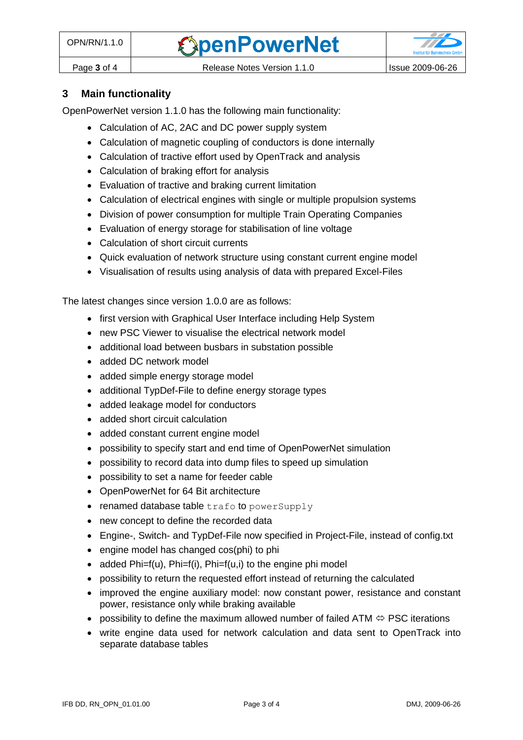## 3 Main functionality

OpenPowerNet version 1.1.0 has the following main functionality:

- Calculation of AC, 2AC and DC power supply system
- Calculation of magnetic coupling of conductors is done internally
- Calculation of tractive effort used by OpenTrack and analysis
- Calculation of braking effort for analysis
- Evaluation of tractive and braking current limitation
- Calculation of electrical engines with single or multiple propulsion systems
- Division of power consumption for multiple Train Operating Companies
- Evaluation of energy storage for stabilisation of line voltage
- Calculation of short circuit currents
- Quick evaluation of network structure using constant current engine model
- Visualisation of results using analysis of data with prepared Excel-Files

The latest changes since version 1.0.0 are as follows:

- first version with Graphical User Interface including Help System
- new PSC Viewer to visualise the electrical network model
- additional load between busbars in substation possible
- added DC network model
- added simple energy storage model
- additional TypDef-File to define energy storage types
- added leakage model for conductors
- added short circuit calculation
- added constant current engine model
- possibility to specify start and end time of OpenPowerNet simulation
- possibility to record data into dump files to speed up simulation
- possibility to set a name for feeder cable
- OpenPowerNet for 64 Bit architecture
- renamed database table `trafo` to `powerSupply`
- new concept to define the recorded data
- Engine-, Switch- and TypDef-File now specified in Project-File, instead of config.txt
- engine model has changed cos(phi) to phi
- added Phi=f(u), Phi=f(i), Phi=f(u,i) to the engine phi model
- possibility to return the requested effort instead of returning the calculated
- improved the engine auxiliary model: now constant power, resistance and constant power, resistance only while braking available
- possibility to define the maximum allowed number of failed ATM ⇔ PSC iterations
- write engine data used for network calculation and data sent to OpenTrack into separate database tables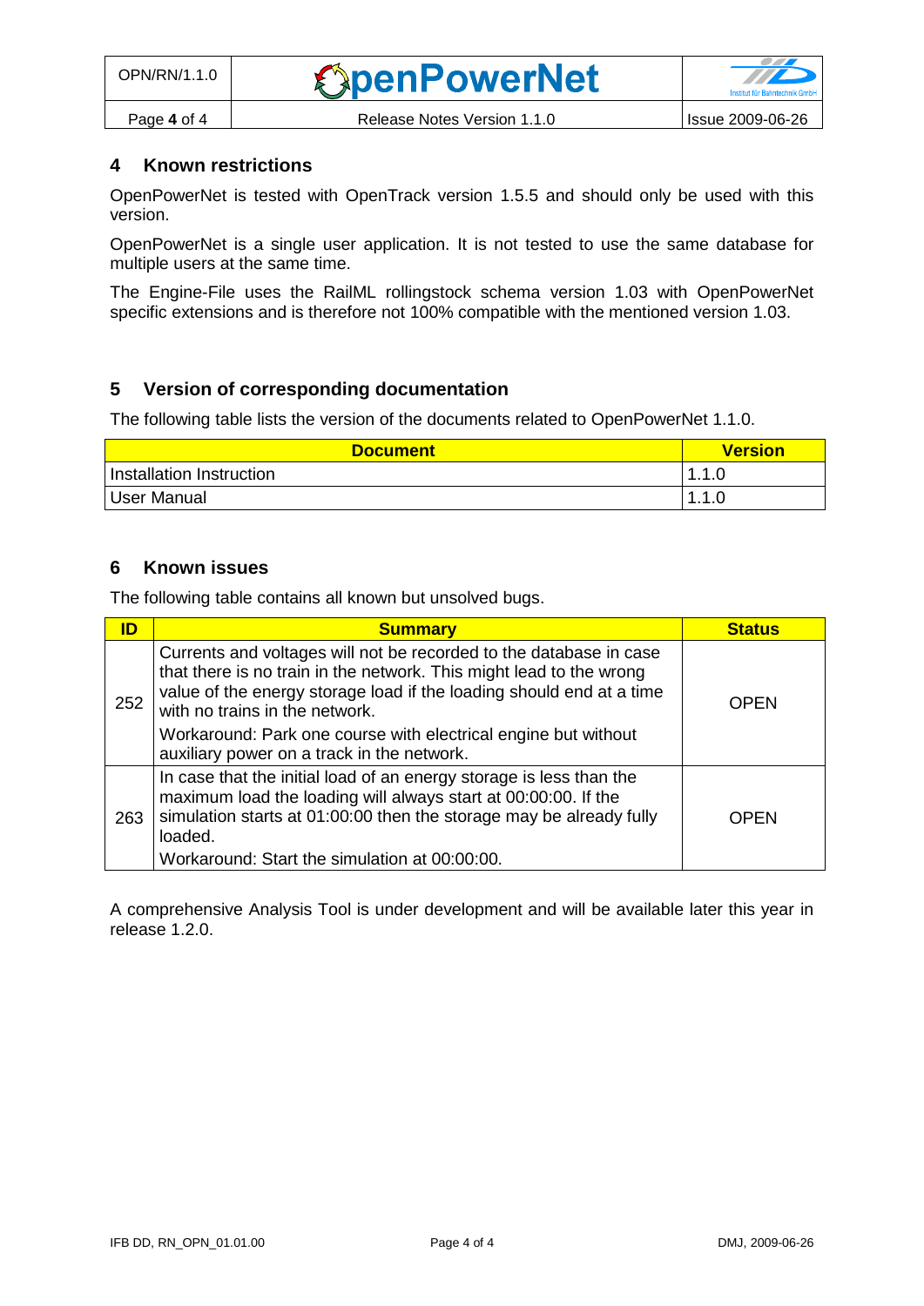## 4 Known restrictions

OpenPowerNet is tested with OpenTrack version 1.5.5 and should only be used with this version.

OpenPowerNet is a single user application. It is not tested to use the same database for multiple users at the same time.

The Engine-File uses the RailML rollingstock schema version 1.03 with OpenPowerNet specific extensions and is therefore not 100% compatible with the mentioned version 1.03.

## 5 Version of corresponding documentation

The following table lists the version of the documents related to OpenPowerNet 1.1.0.

| Document | Version |
|---|---|
| Installation Instruction | 1.1.0 |
| User Manual | 1.1.0 |

## 6 Known issues

The following table contains all known but unsolved bugs.

| ID | Summary | Status |
|---|---|---|
| 252 | Currents and voltages will not be recorded to the database in case that there is no train in the network. This might lead to the wrong value of the energy storage load if the loading should end at a time with no trains in the network.<br>Workaround: Park one course with electrical engine but without auxiliary power on a track in the network. | OPEN |
| 263 | In case that the initial load of an energy storage is less than the maximum load the loading will always start at 00:00:00. If the simulation starts at 01:00:00 then the storage may be already fully loaded.<br>Workaround: Start the simulation at 00:00:00. | OPEN |

A comprehensive Analysis Tool is under development and will be available later this year in release 1.2.0.